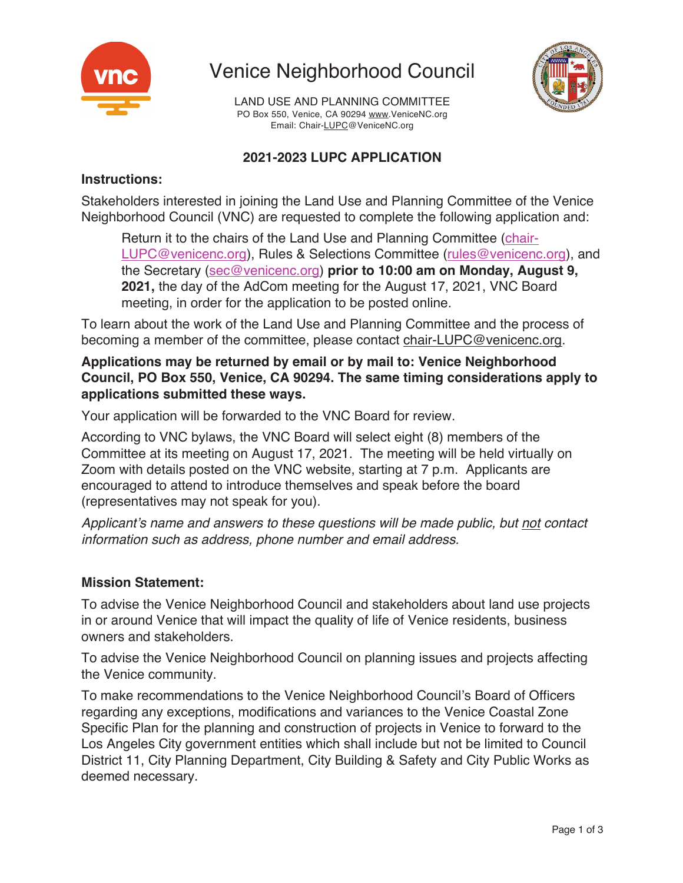# Venice Neighborhood Council

LAND USE AND PLANNING COMMITTEE
PO Box 550, Venice, CA 90294 www.VeniceNC.org
Email: Chair-LUPC@VeniceNC.org

## 2021-2023 LUPC APPLICATION

**Instructions:**

Stakeholders interested in joining the Land Use and Planning Committee of the Venice Neighborhood Council (VNC) are requested to complete the following application and:

> Return it to the chairs of the Land Use and Planning Committee (chair-LUPC@venicenc.org), Rules & Selections Committee (rules@venicenc.org), and the Secretary (sec@venicenc.org) **prior to 10:00 am on Monday, August 9, 2021,** the day of the AdCom meeting for the August 17, 2021, VNC Board meeting, in order for the application to be posted online.

To learn about the work of the Land Use and Planning Committee and the process of becoming a member of the committee, please contact chair-LUPC@venicenc.org.

**Applications may be returned by email or by mail to: Venice Neighborhood Council, PO Box 550, Venice, CA 90294. The same timing considerations apply to applications submitted these ways.**

Your application will be forwarded to the VNC Board for review.

According to VNC bylaws, the VNC Board will select eight (8) members of the Committee at its meeting on August 17, 2021. The meeting will be held virtually on Zoom with details posted on the VNC website, starting at 7 p.m. Applicants are encouraged to attend to introduce themselves and speak before the board (representatives may not speak for you).

*Applicant's name and answers to these questions will be made public, but not contact information such as address, phone number and email address.*

**Mission Statement:**

To advise the Venice Neighborhood Council and stakeholders about land use projects in or around Venice that will impact the quality of life of Venice residents, business owners and stakeholders.

To advise the Venice Neighborhood Council on planning issues and projects affecting the Venice community.

To make recommendations to the Venice Neighborhood Council's Board of Officers regarding any exceptions, modifications and variances to the Venice Coastal Zone Specific Plan for the planning and construction of projects in Venice to forward to the Los Angeles City government entities which shall include but not be limited to Council District 11, City Planning Department, City Building & Safety and City Public Works as deemed necessary.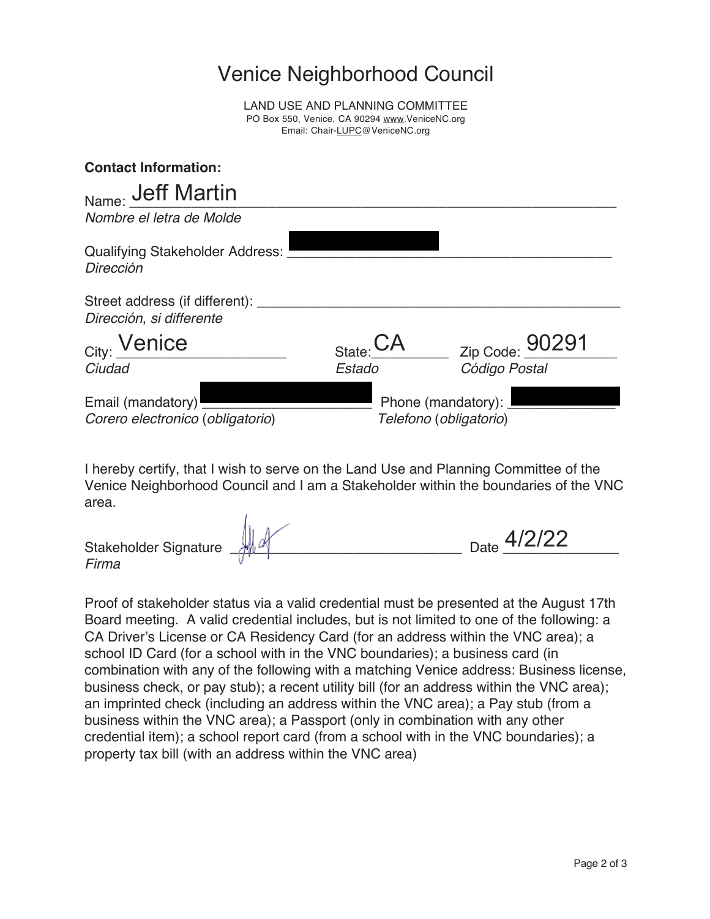# Venice Neighborhood Council

LAND USE AND PLANNING COMMITTEE
PO Box 550, Venice, CA 90294 www.VeniceNC.org
Email: Chair-LUPC@VeniceNC.org

**Contact Information:**

Name: Jeff Martin
*Nombre el letra de Molde*

Qualifying Stakeholder Address: [REDACTED]
*Dirección*

Street address (if different): ____________________
*Dirección, si differente*

City: Venice
*Ciudad*

State: CA
*Estado*

Zip Code: 90291
*Código Postal*

Email (mandatory) [REDACTED]
*Corero electronico (obligatorio)*

Phone (mandatory): [REDACTED]
*Telefono (obligatorio)*

I hereby certify, that I wish to serve on the Land Use and Planning Committee of the Venice Neighborhood Council and I am a Stakeholder within the boundaries of the VNC area.

Stakeholder Signature [signature] Date 4/2/22
*Firma*

Proof of stakeholder status via a valid credential must be presented at the August 17th Board meeting. A valid credential includes, but is not limited to one of the following: a CA Driver's License or CA Residency Card (for an address within the VNC area); a school ID Card (for a school with in the VNC boundaries); a business card (in combination with any of the following with a matching Venice address: Business license, business check, or pay stub); a recent utility bill (for an address within the VNC area); an imprinted check (including an address within the VNC area); a Pay stub (from a business within the VNC area); a Passport (only in combination with any other credential item); a school report card (from a school with in the VNC boundaries); a property tax bill (with an address within the VNC area)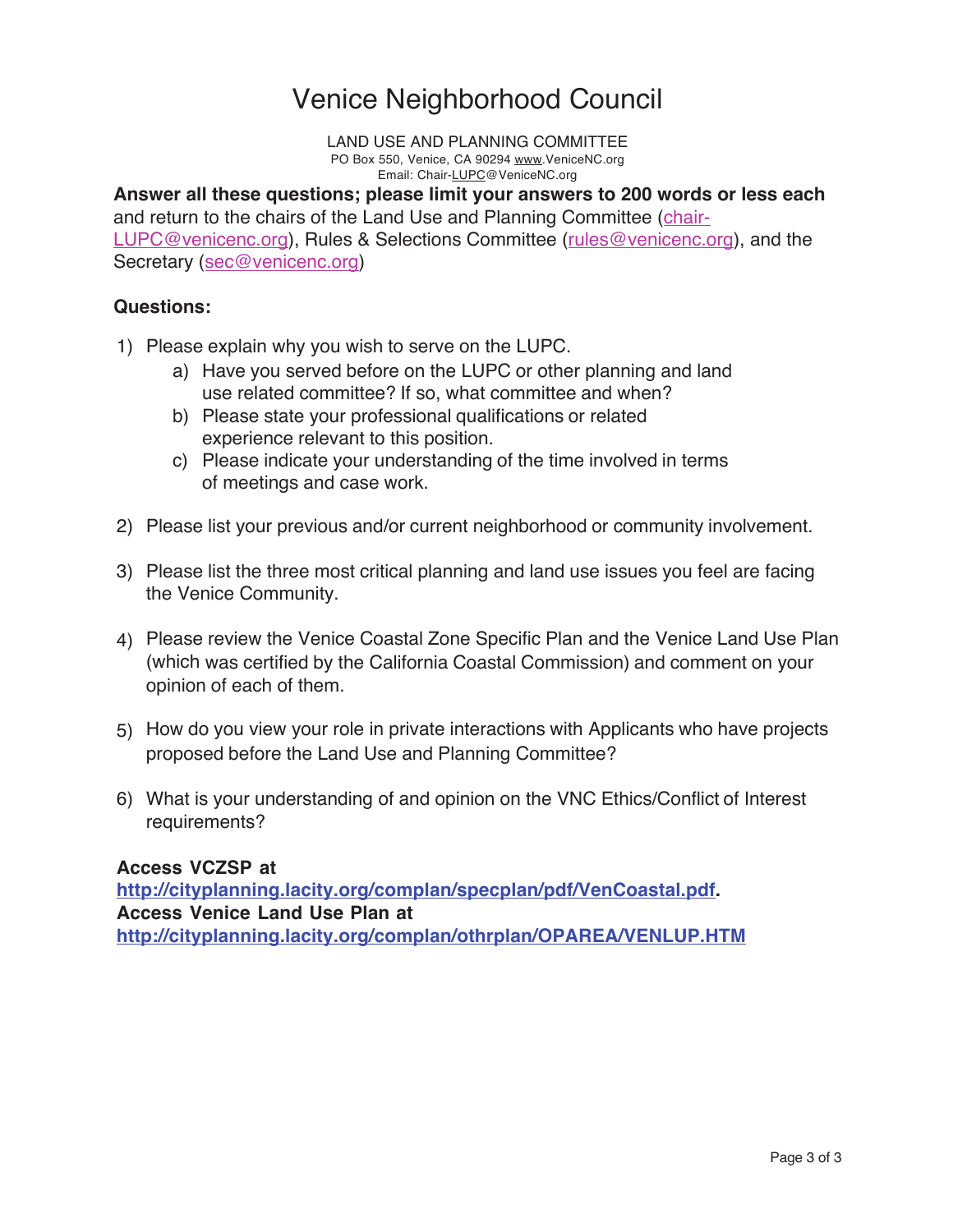# Venice Neighborhood Council

LAND USE AND PLANNING COMMITTEE
PO Box 550, Venice, CA 90294 www.VeniceNC.org
Email: Chair-LUPC@VeniceNC.org

**Answer all these questions; please limit your answers to 200 words or less each** and return to the chairs of the Land Use and Planning Committee (chair-LUPC@venicenc.org), Rules & Selections Committee (rules@venicenc.org), and the Secretary (sec@venicenc.org)

**Questions:**

1) Please explain why you wish to serve on the LUPC.
   a) Have you served before on the LUPC or other planning and land use related committee? If so, what committee and when?
   b) Please state your professional qualifications or related experience relevant to this position.
   c) Please indicate your understanding of the time involved in terms of meetings and case work.

2) Please list your previous and/or current neighborhood or community involvement.

3) Please list the three most critical planning and land use issues you feel are facing the Venice Community.

4) Please review the Venice Coastal Zone Specific Plan and the Venice Land Use Plan (which was certified by the California Coastal Commission) and comment on your opinion of each of them.

5) How do you view your role in private interactions with Applicants who have projects proposed before the Land Use and Planning Committee?

6) What is your understanding of and opinion on the VNC Ethics/Conflict of Interest requirements?

**Access VCZSP at**
**http://cityplanning.lacity.org/complan/specplan/pdf/VenCoastal.pdf.**
**Access Venice Land Use Plan at**
**http://cityplanning.lacity.org/complan/othrplan/OPAREA/VENLUP.HTM**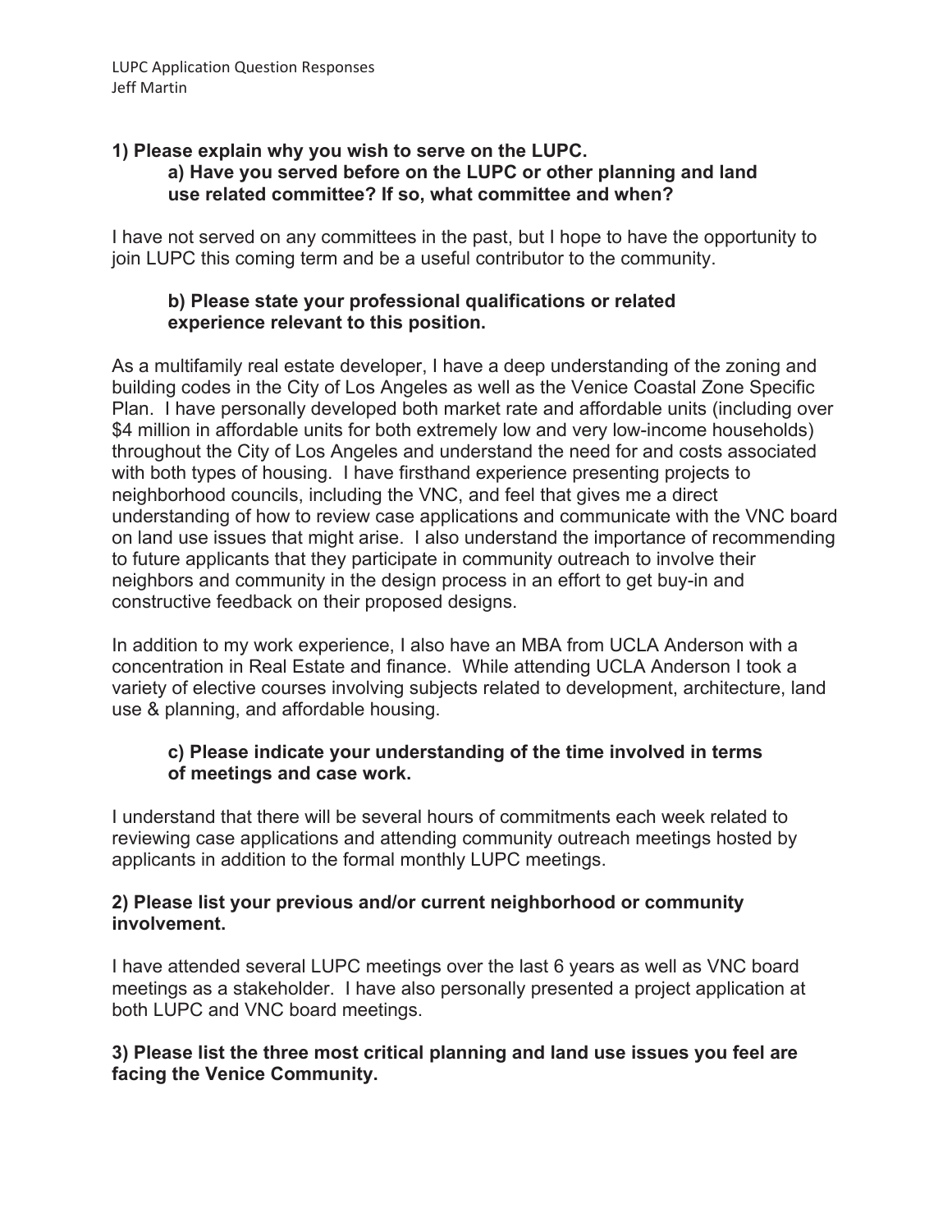LUPC Application Question Responses
Jeff Martin

**1) Please explain why you wish to serve on the LUPC.**

**a) Have you served before on the LUPC or other planning and land use related committee? If so, what committee and when?**

I have not served on any committees in the past, but I hope to have the opportunity to join LUPC this coming term and be a useful contributor to the community.

**b) Please state your professional qualifications or related experience relevant to this position.**

As a multifamily real estate developer, I have a deep understanding of the zoning and building codes in the City of Los Angeles as well as the Venice Coastal Zone Specific Plan. I have personally developed both market rate and affordable units (including over $4 million in affordable units for both extremely low and very low-income households) throughout the City of Los Angeles and understand the need for and costs associated with both types of housing. I have firsthand experience presenting projects to neighborhood councils, including the VNC, and feel that gives me a direct understanding of how to review case applications and communicate with the VNC board on land use issues that might arise. I also understand the importance of recommending to future applicants that they participate in community outreach to involve their neighbors and community in the design process in an effort to get buy-in and constructive feedback on their proposed designs.

In addition to my work experience, I also have an MBA from UCLA Anderson with a concentration in Real Estate and finance. While attending UCLA Anderson I took a variety of elective courses involving subjects related to development, architecture, land use & planning, and affordable housing.

**c) Please indicate your understanding of the time involved in terms of meetings and case work.**

I understand that there will be several hours of commitments each week related to reviewing case applications and attending community outreach meetings hosted by applicants in addition to the formal monthly LUPC meetings.

**2) Please list your previous and/or current neighborhood or community involvement.**

I have attended several LUPC meetings over the last 6 years as well as VNC board meetings as a stakeholder. I have also personally presented a project application at both LUPC and VNC board meetings.

**3) Please list the three most critical planning and land use issues you feel are facing the Venice Community.**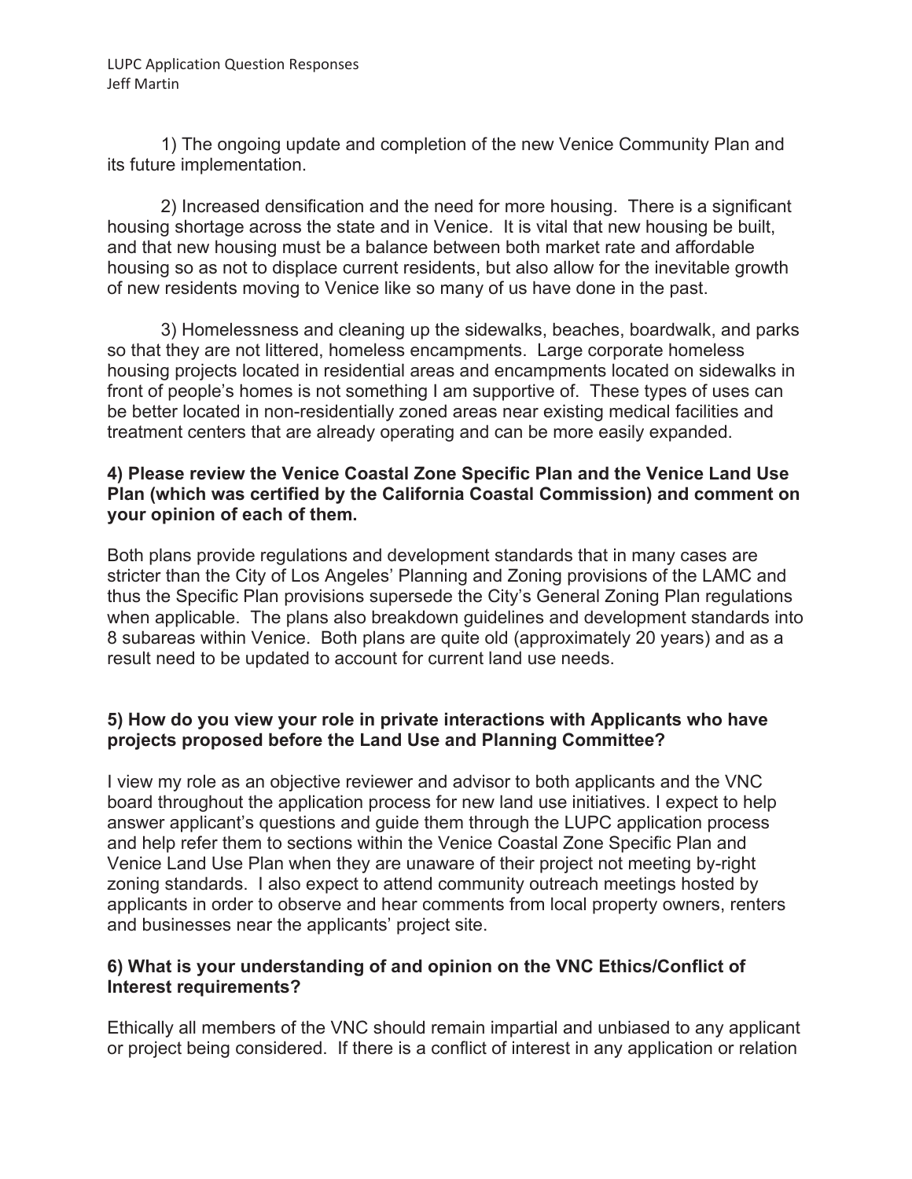1) The ongoing update and completion of the new Venice Community Plan and its future implementation.

2) Increased densification and the need for more housing. There is a significant housing shortage across the state and in Venice. It is vital that new housing be built, and that new housing must be a balance between both market rate and affordable housing so as not to displace current residents, but also allow for the inevitable growth of new residents moving to Venice like so many of us have done in the past.

3) Homelessness and cleaning up the sidewalks, beaches, boardwalk, and parks so that they are not littered, homeless encampments. Large corporate homeless housing projects located in residential areas and encampments located on sidewalks in front of people's homes is not something I am supportive of. These types of uses can be better located in non-residentially zoned areas near existing medical facilities and treatment centers that are already operating and can be more easily expanded.

**4) Please review the Venice Coastal Zone Specific Plan and the Venice Land Use Plan (which was certified by the California Coastal Commission) and comment on your opinion of each of them.**

Both plans provide regulations and development standards that in many cases are stricter than the City of Los Angeles' Planning and Zoning provisions of the LAMC and thus the Specific Plan provisions supersede the City's General Zoning Plan regulations when applicable. The plans also breakdown guidelines and development standards into 8 subareas within Venice. Both plans are quite old (approximately 20 years) and as a result need to be updated to account for current land use needs.

**5) How do you view your role in private interactions with Applicants who have projects proposed before the Land Use and Planning Committee?**

I view my role as an objective reviewer and advisor to both applicants and the VNC board throughout the application process for new land use initiatives. I expect to help answer applicant's questions and guide them through the LUPC application process and help refer them to sections within the Venice Coastal Zone Specific Plan and Venice Land Use Plan when they are unaware of their project not meeting by-right zoning standards. I also expect to attend community outreach meetings hosted by applicants in order to observe and hear comments from local property owners, renters and businesses near the applicants' project site.

**6) What is your understanding of and opinion on the VNC Ethics/Conflict of Interest requirements?**

Ethically all members of the VNC should remain impartial and unbiased to any applicant or project being considered. If there is a conflict of interest in any application or relation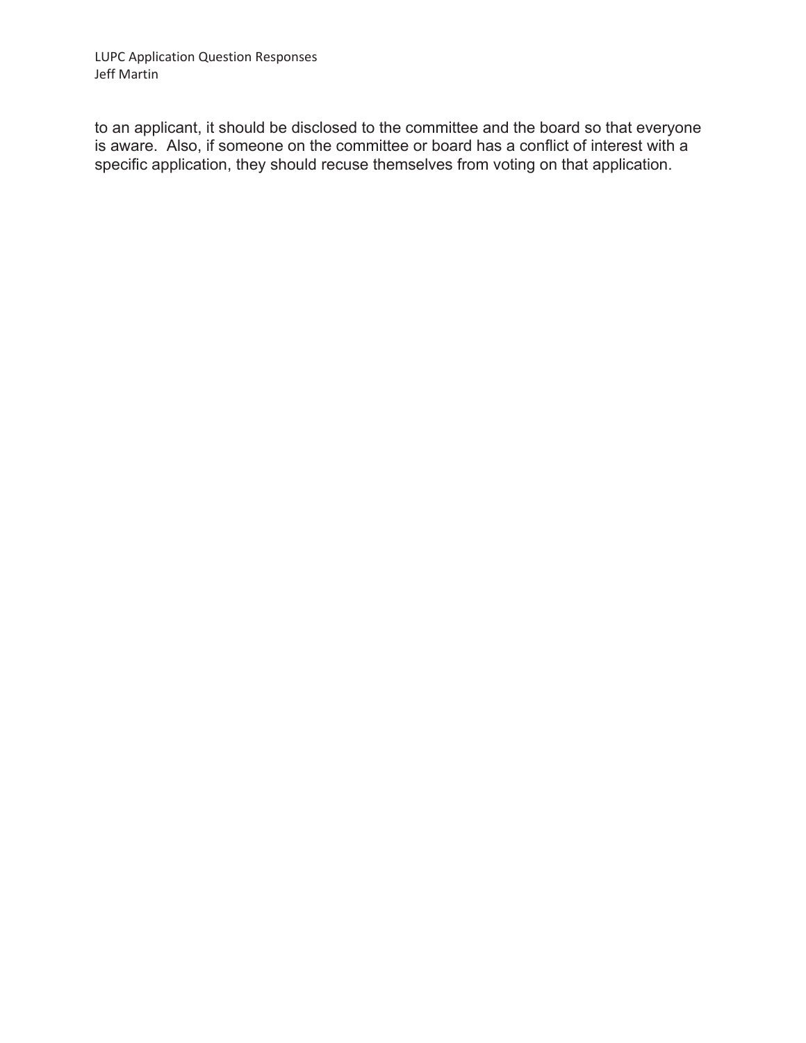to an applicant, it should be disclosed to the committee and the board so that everyone is aware. Also, if someone on the committee or board has a conflict of interest with a specific application, they should recuse themselves from voting on that application.